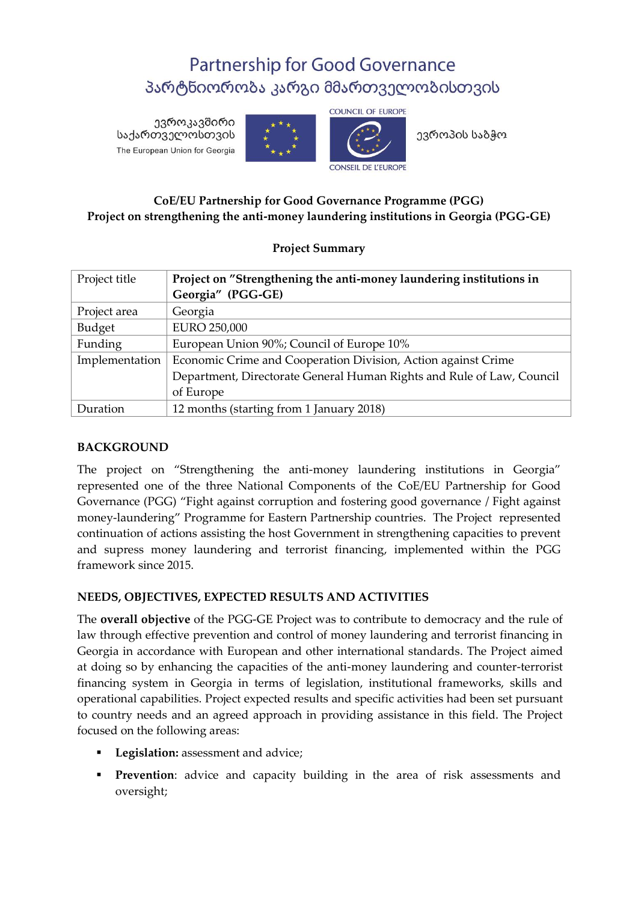# Partnership for Good Governance

# პარტნიორობა კარგი მმართველობისთვის

ევროკავშირი საქართველოსთვის

The European Union for Georgia

COUNCIL OF EUROPE

CONSEIL DE L'EUROPE

ევროპის საბჭო

**CoE/EU Partnership for Good Governance Programme (PGG)**
**Project on strengthening the anti-money laundering institutions in Georgia (PGG-GE)**

**Project Summary**

| Project title | **Project on "Strengthening the anti-money laundering institutions in Georgia" (PGG-GE)** |
|---|---|
| Project area | Georgia |
| Budget | EURO 250,000 |
| Funding | European Union 90%; Council of Europe 10% |
| Implementation | Economic Crime and Cooperation Division, Action against Crime Department, Directorate General Human Rights and Rule of Law, Council of Europe |
| Duration | 12 months (starting from 1 January 2018) |

## BACKGROUND

The project on "Strengthening the anti-money laundering institutions in Georgia" represented one of the three National Components of the CoE/EU Partnership for Good Governance (PGG) "Fight against corruption and fostering good governance / Fight against money-laundering" Programme for Eastern Partnership countries. The Project represented continuation of actions assisting the host Government in strengthening capacities to prevent and supress money laundering and terrorist financing, implemented within the PGG framework since 2015.

## NEEDS, OBJECTIVES, EXPECTED RESULTS AND ACTIVITIES

The **overall objective** of the PGG-GE Project was to contribute to democracy and the rule of law through effective prevention and control of money laundering and terrorist financing in Georgia in accordance with European and other international standards. The Project aimed at doing so by enhancing the capacities of the anti-money laundering and counter-terrorist financing system in Georgia in terms of legislation, institutional frameworks, skills and operational capabilities. Project expected results and specific activities had been set pursuant to country needs and an agreed approach in providing assistance in this field. The Project focused on the following areas:

- **Legislation:** assessment and advice;
- **Prevention**: advice and capacity building in the area of risk assessments and oversight;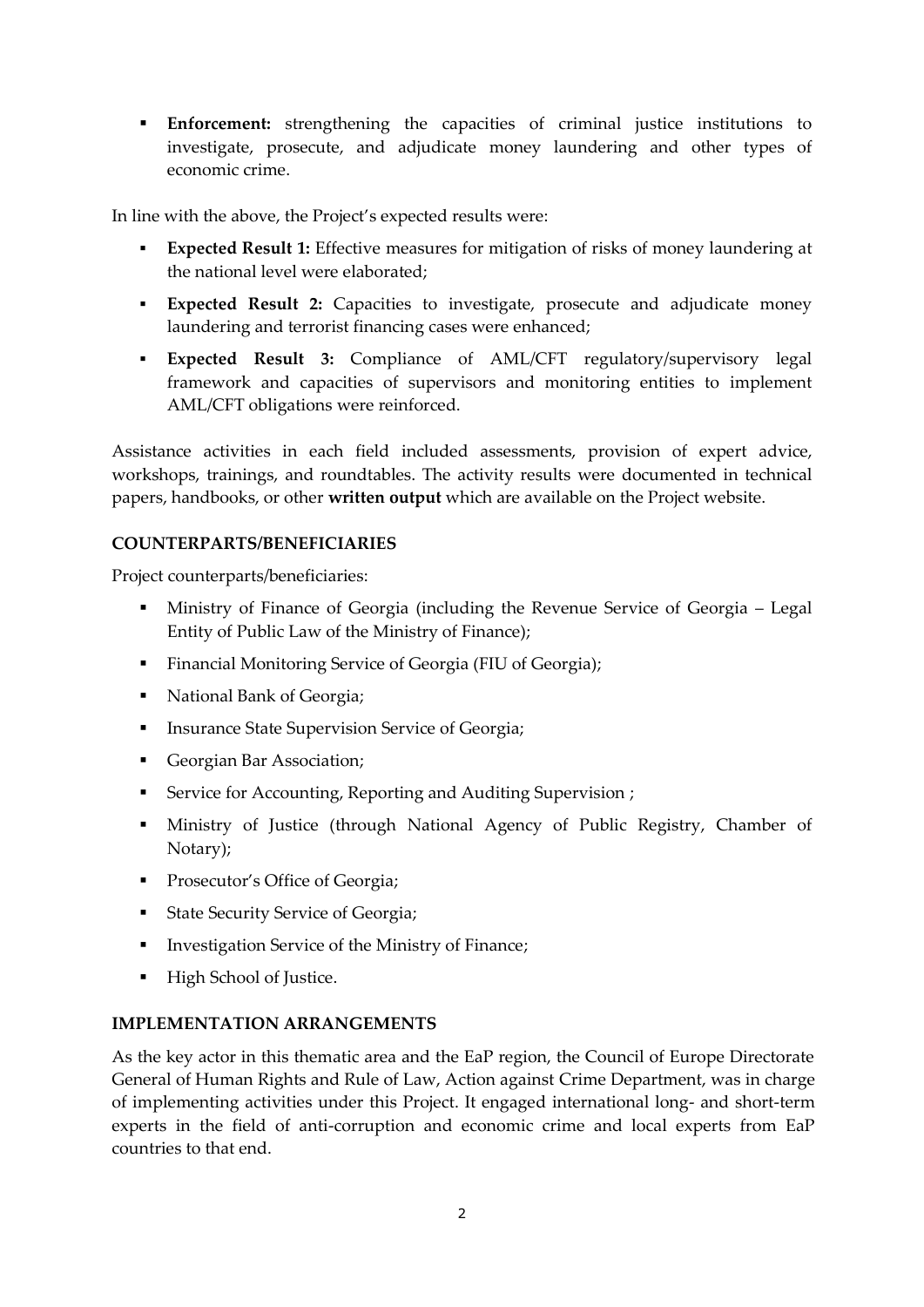- **Enforcement:** strengthening the capacities of criminal justice institutions to investigate, prosecute, and adjudicate money laundering and other types of economic crime.

In line with the above, the Project's expected results were:

- **Expected Result 1:** Effective measures for mitigation of risks of money laundering at the national level were elaborated;
- **Expected Result 2:** Capacities to investigate, prosecute and adjudicate money laundering and terrorist financing cases were enhanced;
- **Expected Result 3:** Compliance of AML/CFT regulatory/supervisory legal framework and capacities of supervisors and monitoring entities to implement AML/CFT obligations were reinforced.

Assistance activities in each field included assessments, provision of expert advice, workshops, trainings, and roundtables. The activity results were documented in technical papers, handbooks, or other **written output** which are available on the Project website.

**COUNTERPARTS/BENEFICIARIES**

Project counterparts/beneficiaries:

- Ministry of Finance of Georgia (including the Revenue Service of Georgia – Legal Entity of Public Law of the Ministry of Finance);
- Financial Monitoring Service of Georgia (FIU of Georgia);
- National Bank of Georgia;
- Insurance State Supervision Service of Georgia;
- Georgian Bar Association;
- Service for Accounting, Reporting and Auditing Supervision ;
- Ministry of Justice (through National Agency of Public Registry, Chamber of Notary);
- Prosecutor's Office of Georgia;
- State Security Service of Georgia;
- Investigation Service of the Ministry of Finance;
- High School of Justice.

**IMPLEMENTATION ARRANGEMENTS**

As the key actor in this thematic area and the EaP region, the Council of Europe Directorate General of Human Rights and Rule of Law, Action against Crime Department, was in charge of implementing activities under this Project. It engaged international long- and short-term experts in the field of anti-corruption and economic crime and local experts from EaP countries to that end.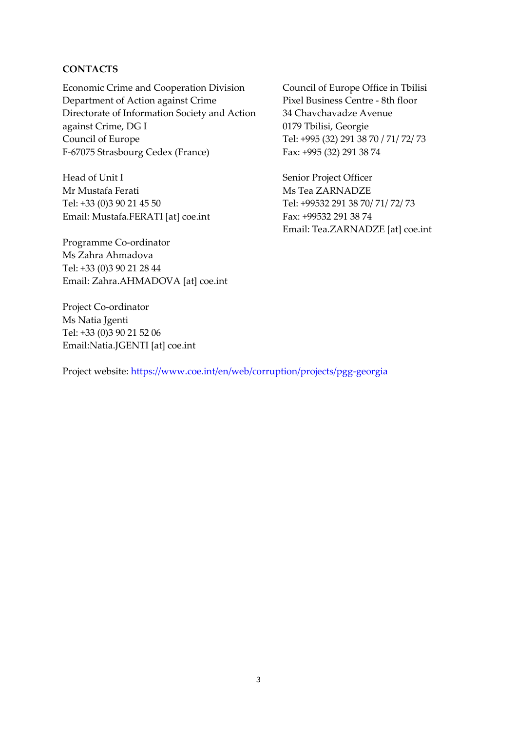**CONTACTS**

Economic Crime and Cooperation Division
Department of Action against Crime
Directorate of Information Society and Action against Crime, DG I
Council of Europe
F-67075 Strasbourg Cedex (France)

Head of Unit I
Mr Mustafa Ferati
Tel: +33 (0)3 90 21 45 50
Email: Mustafa.FERATI [at] coe.int

Programme Co-ordinator
Ms Zahra Ahmadova
Tel: +33 (0)3 90 21 28 44
Email: Zahra.AHMADOVA [at] coe.int

Project Co-ordinator
Ms Natia Jgenti
Tel: +33 (0)3 90 21 52 06
Email:Natia.JGENTI [at] coe.int

Council of Europe Office in Tbilisi
Pixel Business Centre - 8th floor
34 Chavchavadze Avenue
0179 Tbilisi, Georgie
Tel: +995 (32) 291 38 70 / 71/ 72/ 73
Fax: +995 (32) 291 38 74

Senior Project Officer
Ms Tea ZARNADZE
Tel: +99532 291 38 70/ 71/ 72/ 73
Fax: +99532 291 38 74
Email: Tea.ZARNADZE [at] coe.int

Project website: https://www.coe.int/en/web/corruption/projects/pgg-georgia